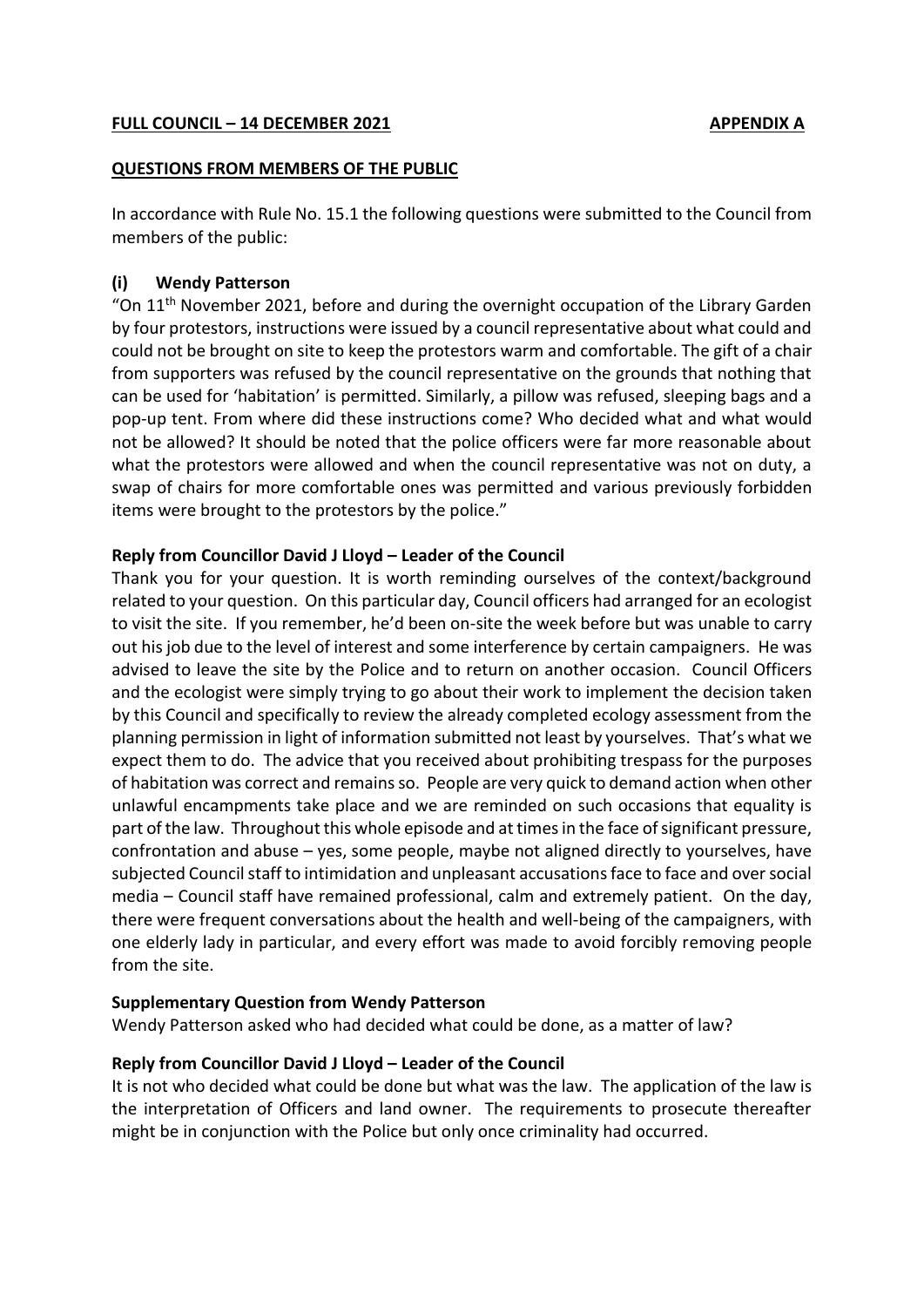**FULL COUNCIL – 14 DECEMBER 2021** **APPENDIX A**

**QUESTIONS FROM MEMBERS OF THE PUBLIC**

In accordance with Rule No. 15.1 the following questions were submitted to the Council from members of the public:

### (i) Wendy Patterson

"On 11th November 2021, before and during the overnight occupation of the Library Garden by four protestors, instructions were issued by a council representative about what could and could not be brought on site to keep the protestors warm and comfortable. The gift of a chair from supporters was refused by the council representative on the grounds that nothing that can be used for 'habitation' is permitted. Similarly, a pillow was refused, sleeping bags and a pop-up tent. From where did these instructions come? Who decided what and what would not be allowed? It should be noted that the police officers were far more reasonable about what the protestors were allowed and when the council representative was not on duty, a swap of chairs for more comfortable ones was permitted and various previously forbidden items were brought to the protestors by the police."

**Reply from Councillor David J Lloyd – Leader of the Council**

Thank you for your question. It is worth reminding ourselves of the context/background related to your question. On this particular day, Council officers had arranged for an ecologist to visit the site. If you remember, he'd been on-site the week before but was unable to carry out his job due to the level of interest and some interference by certain campaigners. He was advised to leave the site by the Police and to return on another occasion. Council Officers and the ecologist were simply trying to go about their work to implement the decision taken by this Council and specifically to review the already completed ecology assessment from the planning permission in light of information submitted not least by yourselves. That's what we expect them to do. The advice that you received about prohibiting trespass for the purposes of habitation was correct and remains so. People are very quick to demand action when other unlawful encampments take place and we are reminded on such occasions that equality is part of the law. Throughout this whole episode and at times in the face of significant pressure, confrontation and abuse – yes, some people, maybe not aligned directly to yourselves, have subjected Council staff to intimidation and unpleasant accusations face to face and over social media – Council staff have remained professional, calm and extremely patient. On the day, there were frequent conversations about the health and well-being of the campaigners, with one elderly lady in particular, and every effort was made to avoid forcibly removing people from the site.

**Supplementary Question from Wendy Patterson**

Wendy Patterson asked who had decided what could be done, as a matter of law?

**Reply from Councillor David J Lloyd – Leader of the Council**

It is not who decided what could be done but what was the law. The application of the law is the interpretation of Officers and land owner. The requirements to prosecute thereafter might be in conjunction with the Police but only once criminality had occurred.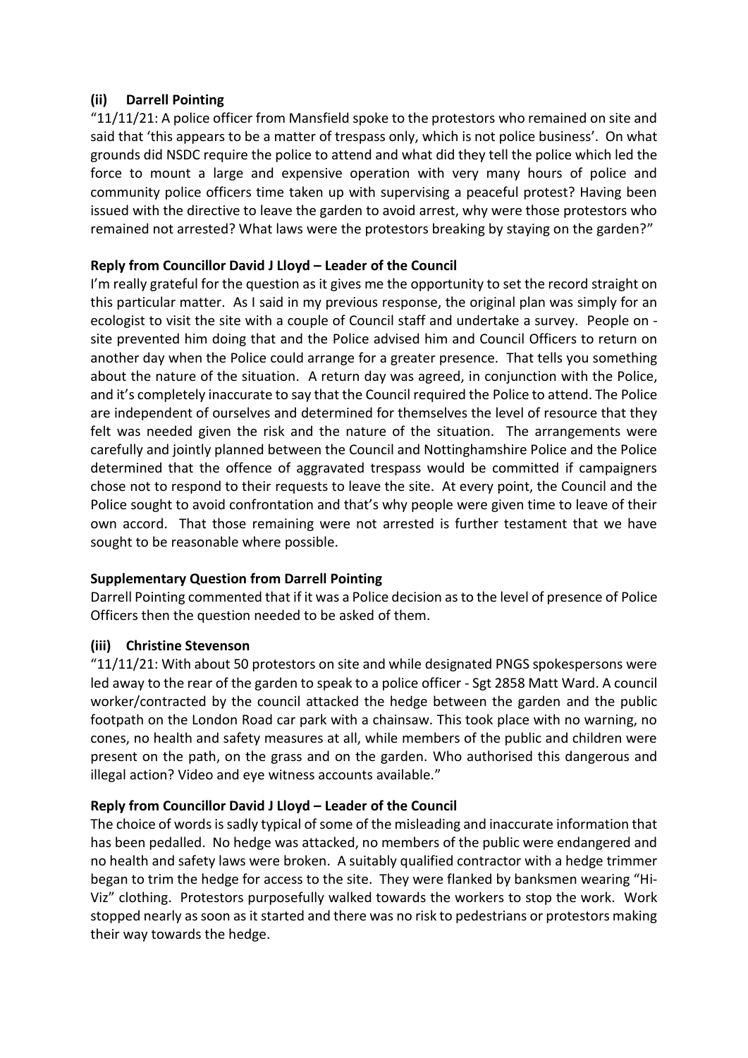### (ii) Darrell Pointing

"11/11/21: A police officer from Mansfield spoke to the protestors who remained on site and said that 'this appears to be a matter of trespass only, which is not police business'. On what grounds did NSDC require the police to attend and what did they tell the police which led the force to mount a large and expensive operation with very many hours of police and community police officers time taken up with supervising a peaceful protest? Having been issued with the directive to leave the garden to avoid arrest, why were those protestors who remained not arrested? What laws were the protestors breaking by staying on the garden?"

**Reply from Councillor David J Lloyd – Leader of the Council**

I'm really grateful for the question as it gives me the opportunity to set the record straight on this particular matter. As I said in my previous response, the original plan was simply for an ecologist to visit the site with a couple of Council staff and undertake a survey. People on - site prevented him doing that and the Police advised him and Council Officers to return on another day when the Police could arrange for a greater presence. That tells you something about the nature of the situation. A return day was agreed, in conjunction with the Police, and it's completely inaccurate to say that the Council required the Police to attend. The Police are independent of ourselves and determined for themselves the level of resource that they felt was needed given the risk and the nature of the situation. The arrangements were carefully and jointly planned between the Council and Nottinghamshire Police and the Police determined that the offence of aggravated trespass would be committed if campaigners chose not to respond to their requests to leave the site. At every point, the Council and the Police sought to avoid confrontation and that's why people were given time to leave of their own accord. That those remaining were not arrested is further testament that we have sought to be reasonable where possible.

**Supplementary Question from Darrell Pointing**

Darrell Pointing commented that if it was a Police decision as to the level of presence of Police Officers then the question needed to be asked of them.

### (iii) Christine Stevenson

"11/11/21: With about 50 protestors on site and while designated PNGS spokespersons were led away to the rear of the garden to speak to a police officer - Sgt 2858 Matt Ward. A council worker/contracted by the council attacked the hedge between the garden and the public footpath on the London Road car park with a chainsaw. This took place with no warning, no cones, no health and safety measures at all, while members of the public and children were present on the path, on the grass and on the garden. Who authorised this dangerous and illegal action? Video and eye witness accounts available."

**Reply from Councillor David J Lloyd – Leader of the Council**

The choice of words is sadly typical of some of the misleading and inaccurate information that has been pedalled. No hedge was attacked, no members of the public were endangered and no health and safety laws were broken. A suitably qualified contractor with a hedge trimmer began to trim the hedge for access to the site. They were flanked by banksmen wearing "Hi-Viz" clothing. Protestors purposefully walked towards the workers to stop the work. Work stopped nearly as soon as it started and there was no risk to pedestrians or protestors making their way towards the hedge.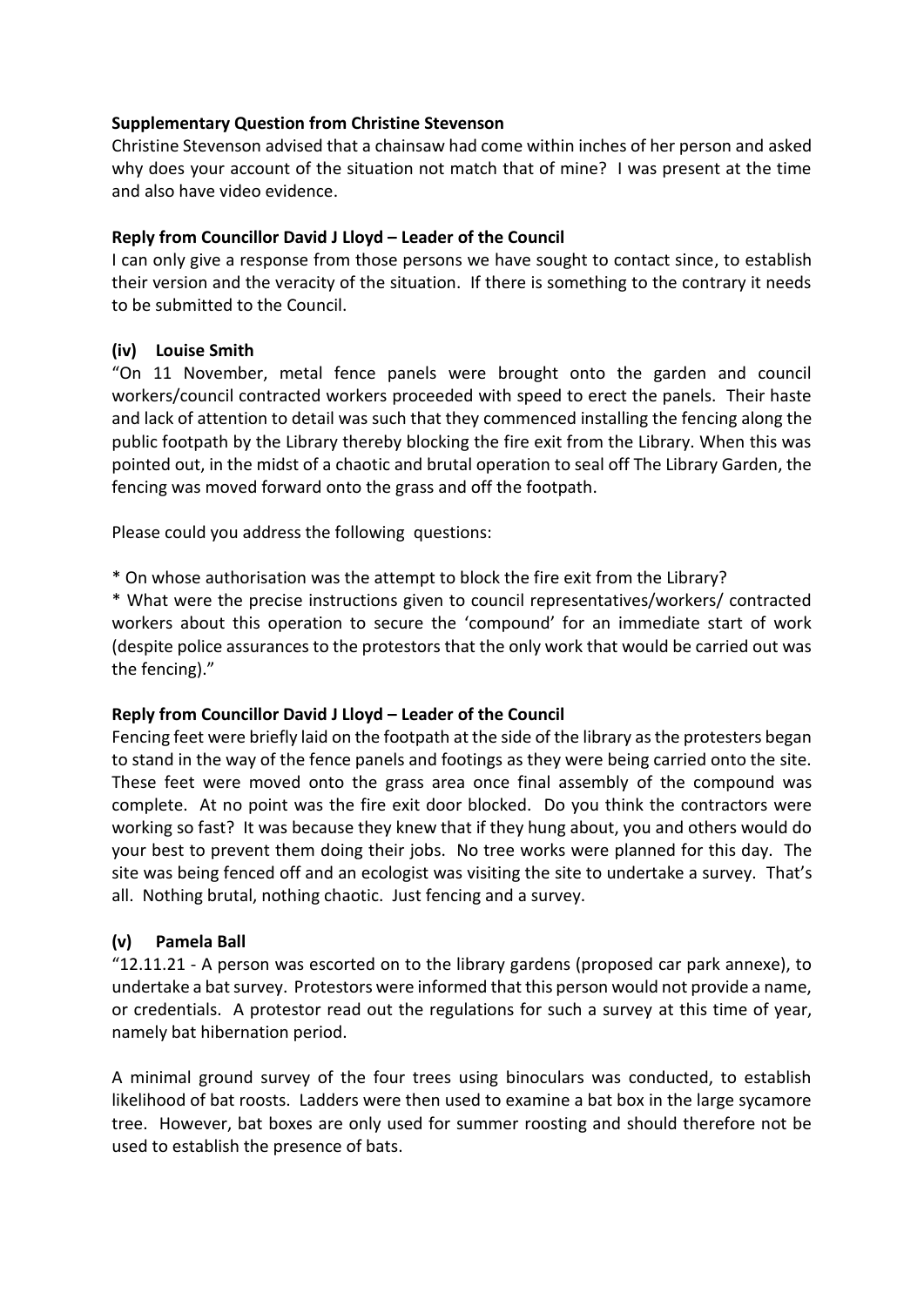**Supplementary Question from Christine Stevenson**

Christine Stevenson advised that a chainsaw had come within inches of her person and asked why does your account of the situation not match that of mine? I was present at the time and also have video evidence.

**Reply from Councillor David J Lloyd – Leader of the Council**

I can only give a response from those persons we have sought to contact since, to establish their version and the veracity of the situation. If there is something to the contrary it needs to be submitted to the Council.

**(iv) Louise Smith**

"On 11 November, metal fence panels were brought onto the garden and council workers/council contracted workers proceeded with speed to erect the panels. Their haste and lack of attention to detail was such that they commenced installing the fencing along the public footpath by the Library thereby blocking the fire exit from the Library. When this was pointed out, in the midst of a chaotic and brutal operation to seal off The Library Garden, the fencing was moved forward onto the grass and off the footpath.

Please could you address the following questions:

* On whose authorisation was the attempt to block the fire exit from the Library?
* What were the precise instructions given to council representatives/workers/ contracted workers about this operation to secure the 'compound' for an immediate start of work (despite police assurances to the protestors that the only work that would be carried out was the fencing)."

**Reply from Councillor David J Lloyd – Leader of the Council**

Fencing feet were briefly laid on the footpath at the side of the library as the protesters began to stand in the way of the fence panels and footings as they were being carried onto the site. These feet were moved onto the grass area once final assembly of the compound was complete. At no point was the fire exit door blocked. Do you think the contractors were working so fast? It was because they knew that if they hung about, you and others would do your best to prevent them doing their jobs. No tree works were planned for this day. The site was being fenced off and an ecologist was visiting the site to undertake a survey. That's all. Nothing brutal, nothing chaotic. Just fencing and a survey.

**(v) Pamela Ball**

"12.11.21 - A person was escorted on to the library gardens (proposed car park annexe), to undertake a bat survey. Protestors were informed that this person would not provide a name, or credentials. A protestor read out the regulations for such a survey at this time of year, namely bat hibernation period.

A minimal ground survey of the four trees using binoculars was conducted, to establish likelihood of bat roosts. Ladders were then used to examine a bat box in the large sycamore tree. However, bat boxes are only used for summer roosting and should therefore not be used to establish the presence of bats.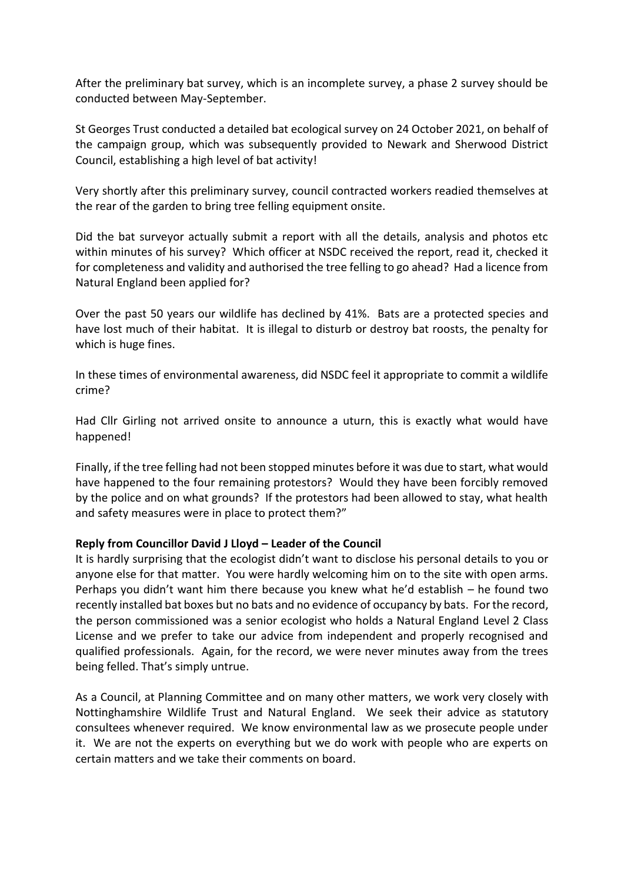After the preliminary bat survey, which is an incomplete survey, a phase 2 survey should be conducted between May-September.

St Georges Trust conducted a detailed bat ecological survey on 24 October 2021, on behalf of the campaign group, which was subsequently provided to Newark and Sherwood District Council, establishing a high level of bat activity!

Very shortly after this preliminary survey, council contracted workers readied themselves at the rear of the garden to bring tree felling equipment onsite.

Did the bat surveyor actually submit a report with all the details, analysis and photos etc within minutes of his survey? Which officer at NSDC received the report, read it, checked it for completeness and validity and authorised the tree felling to go ahead? Had a licence from Natural England been applied for?

Over the past 50 years our wildlife has declined by 41%. Bats are a protected species and have lost much of their habitat. It is illegal to disturb or destroy bat roosts, the penalty for which is huge fines.

In these times of environmental awareness, did NSDC feel it appropriate to commit a wildlife crime?

Had Cllr Girling not arrived onsite to announce a uturn, this is exactly what would have happened!

Finally, if the tree felling had not been stopped minutes before it was due to start, what would have happened to the four remaining protestors? Would they have been forcibly removed by the police and on what grounds? If the protestors had been allowed to stay, what health and safety measures were in place to protect them?"

**Reply from Councillor David J Lloyd – Leader of the Council**

It is hardly surprising that the ecologist didn't want to disclose his personal details to you or anyone else for that matter. You were hardly welcoming him on to the site with open arms. Perhaps you didn't want him there because you knew what he'd establish – he found two recently installed bat boxes but no bats and no evidence of occupancy by bats. For the record, the person commissioned was a senior ecologist who holds a Natural England Level 2 Class License and we prefer to take our advice from independent and properly recognised and qualified professionals. Again, for the record, we were never minutes away from the trees being felled. That's simply untrue.

As a Council, at Planning Committee and on many other matters, we work very closely with Nottinghamshire Wildlife Trust and Natural England. We seek their advice as statutory consultees whenever required. We know environmental law as we prosecute people under it. We are not the experts on everything but we do work with people who are experts on certain matters and we take their comments on board.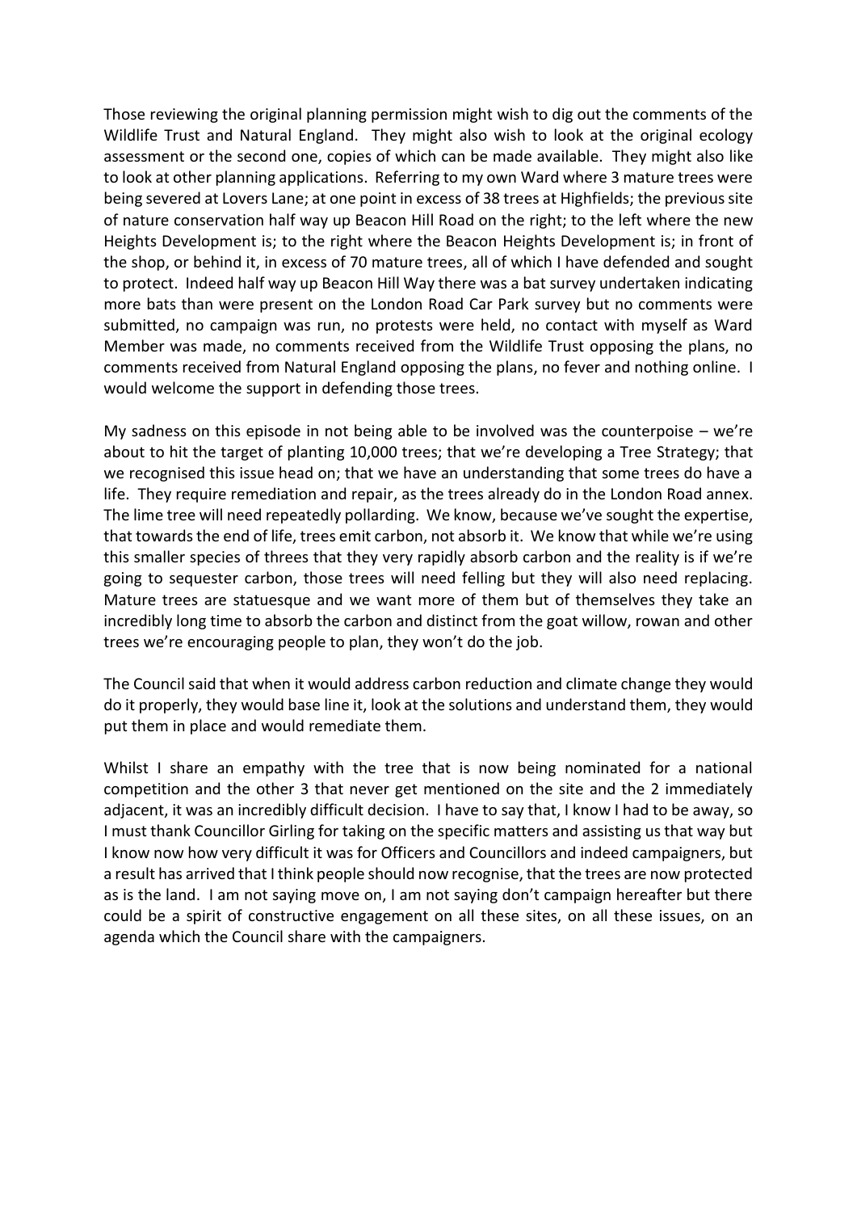Those reviewing the original planning permission might wish to dig out the comments of the Wildlife Trust and Natural England. They might also wish to look at the original ecology assessment or the second one, copies of which can be made available. They might also like to look at other planning applications. Referring to my own Ward where 3 mature trees were being severed at Lovers Lane; at one point in excess of 38 trees at Highfields; the previous site of nature conservation half way up Beacon Hill Road on the right; to the left where the new Heights Development is; to the right where the Beacon Heights Development is; in front of the shop, or behind it, in excess of 70 mature trees, all of which I have defended and sought to protect. Indeed half way up Beacon Hill Way there was a bat survey undertaken indicating more bats than were present on the London Road Car Park survey but no comments were submitted, no campaign was run, no protests were held, no contact with myself as Ward Member was made, no comments received from the Wildlife Trust opposing the plans, no comments received from Natural England opposing the plans, no fever and nothing online. I would welcome the support in defending those trees.

My sadness on this episode in not being able to be involved was the counterpoise – we're about to hit the target of planting 10,000 trees; that we're developing a Tree Strategy; that we recognised this issue head on; that we have an understanding that some trees do have a life. They require remediation and repair, as the trees already do in the London Road annex. The lime tree will need repeatedly pollarding. We know, because we've sought the expertise, that towards the end of life, trees emit carbon, not absorb it. We know that while we're using this smaller species of threes that they very rapidly absorb carbon and the reality is if we're going to sequester carbon, those trees will need felling but they will also need replacing. Mature trees are statuesque and we want more of them but of themselves they take an incredibly long time to absorb the carbon and distinct from the goat willow, rowan and other trees we're encouraging people to plan, they won't do the job.

The Council said that when it would address carbon reduction and climate change they would do it properly, they would base line it, look at the solutions and understand them, they would put them in place and would remediate them.

Whilst I share an empathy with the tree that is now being nominated for a national competition and the other 3 that never get mentioned on the site and the 2 immediately adjacent, it was an incredibly difficult decision. I have to say that, I know I had to be away, so I must thank Councillor Girling for taking on the specific matters and assisting us that way but I know now how very difficult it was for Officers and Councillors and indeed campaigners, but a result has arrived that I think people should now recognise, that the trees are now protected as is the land. I am not saying move on, I am not saying don't campaign hereafter but there could be a spirit of constructive engagement on all these sites, on all these issues, on an agenda which the Council share with the campaigners.